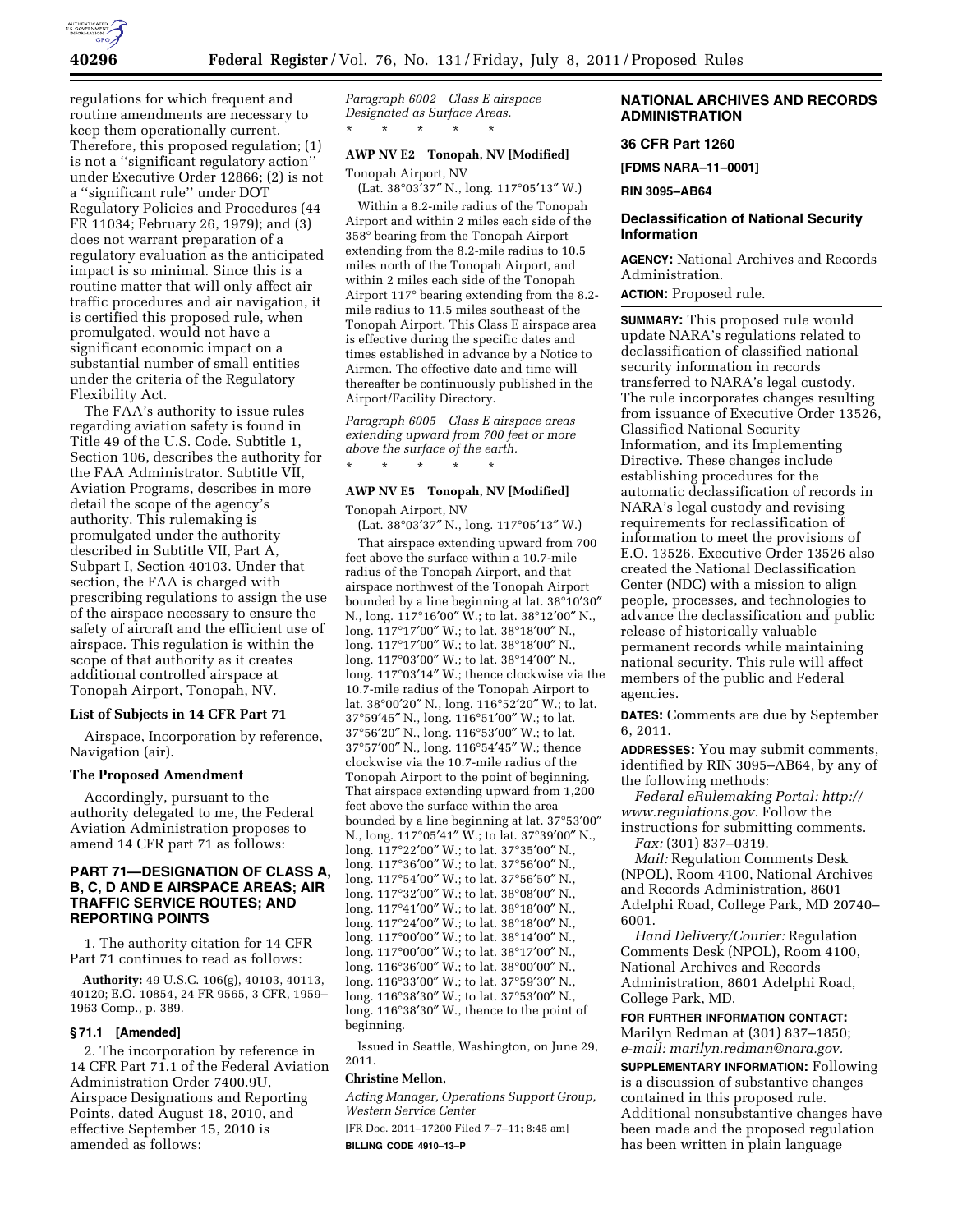regulations for which frequent and routine amendments are necessary to keep them operationally current. Therefore, this proposed regulation; (1) is not a ''significant regulatory action'' under Executive Order 12866; (2) is not a ''significant rule'' under DOT Regulatory Policies and Procedures (44 FR 11034; February 26, 1979); and (3) does not warrant preparation of a regulatory evaluation as the anticipated impact is so minimal. Since this is a routine matter that will only affect air traffic procedures and air navigation, it is certified this proposed rule, when promulgated, would not have a significant economic impact on a substantial number of small entities under the criteria of the Regulatory Flexibility Act.

The FAA's authority to issue rules regarding aviation safety is found in Title 49 of the U.S. Code. Subtitle 1, Section 106, describes the authority for the FAA Administrator. Subtitle VII, Aviation Programs, describes in more detail the scope of the agency's authority. This rulemaking is promulgated under the authority described in Subtitle VII, Part A, Subpart I, Section 40103. Under that section, the FAA is charged with prescribing regulations to assign the use of the airspace necessary to ensure the safety of aircraft and the efficient use of airspace. This regulation is within the scope of that authority as it creates additional controlled airspace at Tonopah Airport, Tonopah, NV.

### List of Subjects in 14 CFR Part 71

Airspace, Incorporation by reference, Navigation (air).

### The Proposed Amendment

Accordingly, pursuant to the authority delegated to me, the Federal Aviation Administration proposes to amend 14 CFR part 71 as follows:

## PART 71—DESIGNATION OF CLASS A, B, C, D AND E AIRSPACE AREAS; AIR TRAFFIC SERVICE ROUTES; AND REPORTING POINTS

1. The authority citation for 14 CFR Part 71 continues to read as follows:

**Authority:** 49 U.S.C. 106(g), 40103, 40113, 40120; E.O. 10854, 24 FR 9565, 3 CFR, 1959–1963 Comp., p. 389.

### § 71.1 [Amended]

2. The incorporation by reference in 14 CFR Part 71.1 of the Federal Aviation Administration Order 7400.9U, Airspace Designations and Reporting Points, dated August 18, 2010, and effective September 15, 2010 is amended as follows:

*Paragraph 6002 Class E airspace Designated as Surface Areas.*

\* \* \* \* \*

**AWP NV E2 Tonopah, NV [Modified]**

Tonopah Airport, NV

(Lat. 38°03′37″ N., long. 117°05′13″ W.)

Within a 8.2-mile radius of the Tonopah Airport and within 2 miles each side of the 358° bearing from the Tonopah Airport extending from the 8.2-mile radius to 10.5 miles north of the Tonopah Airport, and within 2 miles each side of the Tonopah Airport 117° bearing extending from the 8.2-mile radius to 11.5 miles southeast of the Tonopah Airport. This Class E airspace area is effective during the specific dates and times established in advance by a Notice to Airmen. The effective date and time will thereafter be continuously published in the Airport/Facility Directory.

*Paragraph 6005 Class E airspace areas extending upward from 700 feet or more above the surface of the earth.*

\* \* \* \* \*

**AWP NV E5 Tonopah, NV [Modified]**

Tonopah Airport, NV

(Lat. 38°03′37″ N., long. 117°05′13″ W.)

That airspace extending upward from 700 feet above the surface within a 10.7-mile radius of the Tonopah Airport, and that airspace northwest of the Tonopah Airport bounded by a line beginning at lat. 38°10′30″ N., long. 117°16′00″ W.; to lat. 38°12′00″ N., long. 117°17′00″ W.; to lat. 38°18′00″ N., long. 117°17′00″ W.; to lat. 38°18′00″ N., long. 117°03′00″ W.; to lat. 38°14′00″ N., long. 117°03′14″ W.; thence clockwise via the 10.7-mile radius of the Tonopah Airport to lat. 38°00′20″ N., long. 116°52′20″ W.; to lat. 37°59′45″ N., long. 116°51′00″ W.; to lat. 37°56′20″ N., long. 116°53′00″ W.; to lat. 37°57′00″ N., long. 116°54′45″ W.; thence clockwise via the 10.7-mile radius of the Tonopah Airport to the point of beginning. That airspace extending upward from 1,200 feet above the surface within the area bounded by a line beginning at lat. 37°53′00″ N., long. 117°05′41″ W.; to lat. 37°39′00″ N., long. 117°22′00″ W.; to lat. 37°35′00″ N., long. 117°36′00″ W.; to lat. 37°56′00″ N., long. 117°54′00″ W.; to lat. 37°56′50″ N., long. 117°32′00″ W.; to lat. 38°08′00″ N., long. 117°41′00″ W.; to lat. 38°18′00″ N., long. 117°24′00″ W.; to lat. 38°18′00″ N., long. 117°00′00″ W.; to lat. 38°14′00″ N., long. 117°00′00″ W.; to lat. 38°17′00″ N., long. 116°36′00″ W.; to lat. 38°00′00″ N., long. 116°33′00″ W.; to lat. 37°59′30″ N., long. 116°38′30″ W.; to lat. 37°53′00″ N., long. 116°38′30″ W., thence to the point of beginning.

Issued in Seattle, Washington, on June 29, 2011.

**Christine Mellon,**

*Acting Manager, Operations Support Group, Western Service Center*

[FR Doc. 2011–17200 Filed 7–7–11; 8:45 am]

**BILLING CODE 4910–13–P**

## NATIONAL ARCHIVES AND RECORDS ADMINISTRATION

### 36 CFR Part 1260

**[FDMS NARA–11–0001]**

**RIN 3095–AB64**

### Declassification of National Security Information

**AGENCY:** National Archives and Records Administration.

**ACTION:** Proposed rule.

**SUMMARY:** This proposed rule would update NARA's regulations related to declassification of classified national security information in records transferred to NARA's legal custody. The rule incorporates changes resulting from issuance of Executive Order 13526, Classified National Security Information, and its Implementing Directive. These changes include establishing procedures for the automatic declassification of records in NARA's legal custody and revising requirements for reclassification of information to meet the provisions of E.O. 13526. Executive Order 13526 also created the National Declassification Center (NDC) with a mission to align people, processes, and technologies to advance the declassification and public release of historically valuable permanent records while maintaining national security. This rule will affect members of the public and Federal agencies.

**DATES:** Comments are due by September 6, 2011.

**ADDRESSES:** You may submit comments, identified by RIN 3095–AB64, by any of the following methods:

*Federal eRulemaking Portal: http://www.regulations.gov.* Follow the instructions for submitting comments.

*Fax:* (301) 837–0319.

*Mail:* Regulation Comments Desk (NPOL), Room 4100, National Archives and Records Administration, 8601 Adelphi Road, College Park, MD 20740–6001.

*Hand Delivery/Courier:* Regulation Comments Desk (NPOL), Room 4100, National Archives and Records Administration, 8601 Adelphi Road, College Park, MD.

**FOR FURTHER INFORMATION CONTACT:** Marilyn Redman at (301) 837–1850; *e-mail: marilyn.redman@nara.gov.*

**SUPPLEMENTARY INFORMATION:** Following is a discussion of substantive changes contained in this proposed rule. Additional nonsubstantive changes have been made and the proposed regulation has been written in plain language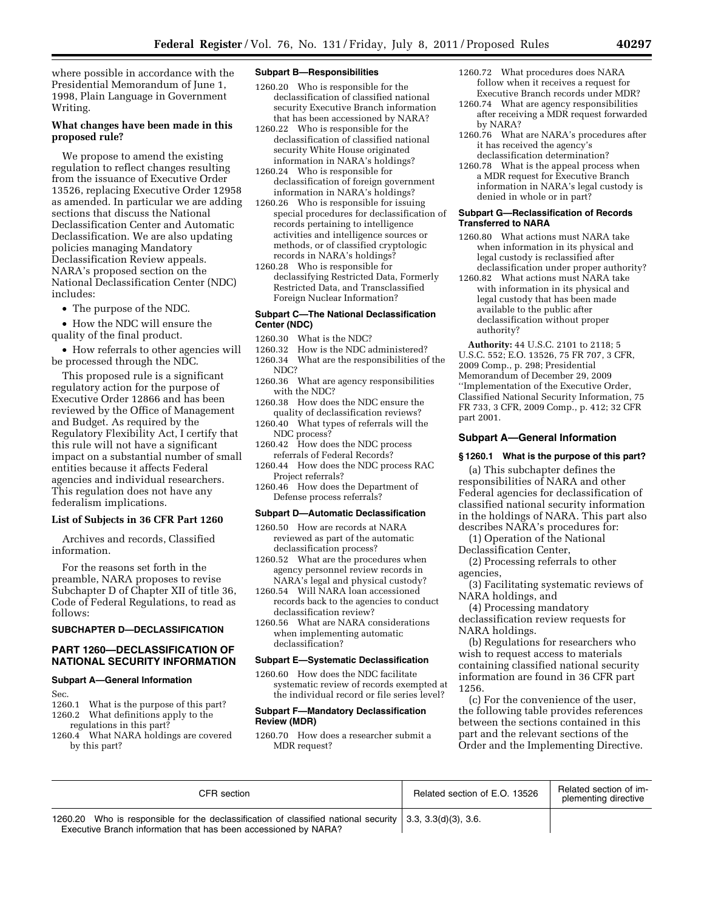where possible in accordance with the Presidential Memorandum of June 1, 1998, Plain Language in Government Writing.

**What changes have been made in this proposed rule?**

We propose to amend the existing regulation to reflect changes resulting from the issuance of Executive Order 13526, replacing Executive Order 12958 as amended. In particular we are adding sections that discuss the National Declassification Center and Automatic Declassification. We are also updating policies managing Mandatory Declassification Review appeals. NARA's proposed section on the National Declassification Center (NDC) includes:

- The purpose of the NDC.
- How the NDC will ensure the quality of the final product.
- How referrals to other agencies will be processed through the NDC.

This proposed rule is a significant regulatory action for the purpose of Executive Order 12866 and has been reviewed by the Office of Management and Budget. As required by the Regulatory Flexibility Act, I certify that this rule will not have a significant impact on a substantial number of small entities because it affects Federal agencies and individual researchers. This regulation does not have any federalism implications.

**List of Subjects in 36 CFR Part 1260**

Archives and records, Classified information.

For the reasons set forth in the preamble, NARA proposes to revise Subchapter D of Chapter XII of title 36, Code of Federal Regulations, to read as follows:

## SUBCHAPTER D—DECLASSIFICATION

## PART 1260—DECLASSIFICATION OF NATIONAL SECURITY INFORMATION

**Subpart A—General Information**

Sec.
1260.1 What is the purpose of this part?
1260.2 What definitions apply to the regulations in this part?
1260.4 What NARA holdings are covered by this part?

**Subpart B—Responsibilities**

1260.20 Who is responsible for the declassification of classified national security Executive Branch information that has been accessioned by NARA?
1260.22 Who is responsible for the declassification of classified national security White House originated information in NARA's holdings?
1260.24 Who is responsible for declassification of foreign government information in NARA's holdings?
1260.26 Who is responsible for issuing special procedures for declassification of records pertaining to intelligence activities and intelligence sources or methods, or of classified cryptologic records in NARA's holdings?
1260.28 Who is responsible for declassifying Restricted Data, Formerly Restricted Data, and Transclassified Foreign Nuclear Information?

**Subpart C—The National Declassification Center (NDC)**

1260.30 What is the NDC?
1260.32 How is the NDC administered?
1260.34 What are the responsibilities of the NDC?
1260.36 What are agency responsibilities with the NDC?
1260.38 How does the NDC ensure the quality of declassification reviews?
1260.40 What types of referrals will the NDC process?
1260.42 How does the NDC process referrals of Federal Records?
1260.44 How does the NDC process RAC Project referrals?
1260.46 How does the Department of Defense process referrals?

**Subpart D—Automatic Declassification**

1260.50 How are records at NARA reviewed as part of the automatic declassification process?
1260.52 What are the procedures when agency personnel review records in NARA's legal and physical custody?
1260.54 Will NARA loan accessioned records back to the agencies to conduct declassification review?
1260.56 What are NARA considerations when implementing automatic declassification?

**Subpart E—Systematic Declassification**

1260.60 How does the NDC facilitate systematic review of records exempted at the individual record or file series level?

**Subpart F—Mandatory Declassification Review (MDR)**

1260.70 How does a researcher submit a MDR request?
1260.72 What procedures does NARA follow when it receives a request for Executive Branch records under MDR?
1260.74 What are agency responsibilities after receiving a MDR request forwarded by NARA?
1260.76 What are NARA's procedures after it has received the agency's declassification determination?
1260.78 What is the appeal process when a MDR request for Executive Branch information in NARA's legal custody is denied in whole or in part?

**Subpart G—Reclassification of Records Transferred to NARA**

1260.80 What actions must NARA take when information in its physical and legal custody is reclassified after declassification under proper authority?
1260.82 What actions must NARA take with information in its physical and legal custody that has been made available to the public after declassification without proper authority?

**Authority:** 44 U.S.C. 2101 to 2118; 5 U.S.C. 552; E.O. 13526, 75 FR 707, 3 CFR, 2009 Comp., p. 298; Presidential Memorandum of December 29, 2009 "Implementation of the Executive Order, Classified National Security Information, 75 FR 733, 3 CFR, 2009 Comp., p. 412; 32 CFR part 2001.

### Subpart A—General Information

**§ 1260.1 What is the purpose of this part?**

(a) This subchapter defines the responsibilities of NARA and other Federal agencies for declassification of classified national security information in the holdings of NARA. This part also describes NARA's procedures for:

(1) Operation of the National Declassification Center,

(2) Processing referrals to other agencies,

(3) Facilitating systematic reviews of NARA holdings, and

(4) Processing mandatory declassification review requests for NARA holdings.

(b) Regulations for researchers who wish to request access to materials containing classified national security information are found in 36 CFR part 1256.

(c) For the convenience of the user, the following table provides references between the sections contained in this part and the relevant sections of the Order and the Implementing Directive.

| CFR section | Related section of E.O. 13526 | Related section of implementing directive |
|---|---|---|
| 1260.20 Who is responsible for the declassification of classified national security Executive Branch information that has been accessioned by NARA? | 3.3, 3.3(d)(3), 3.6. | |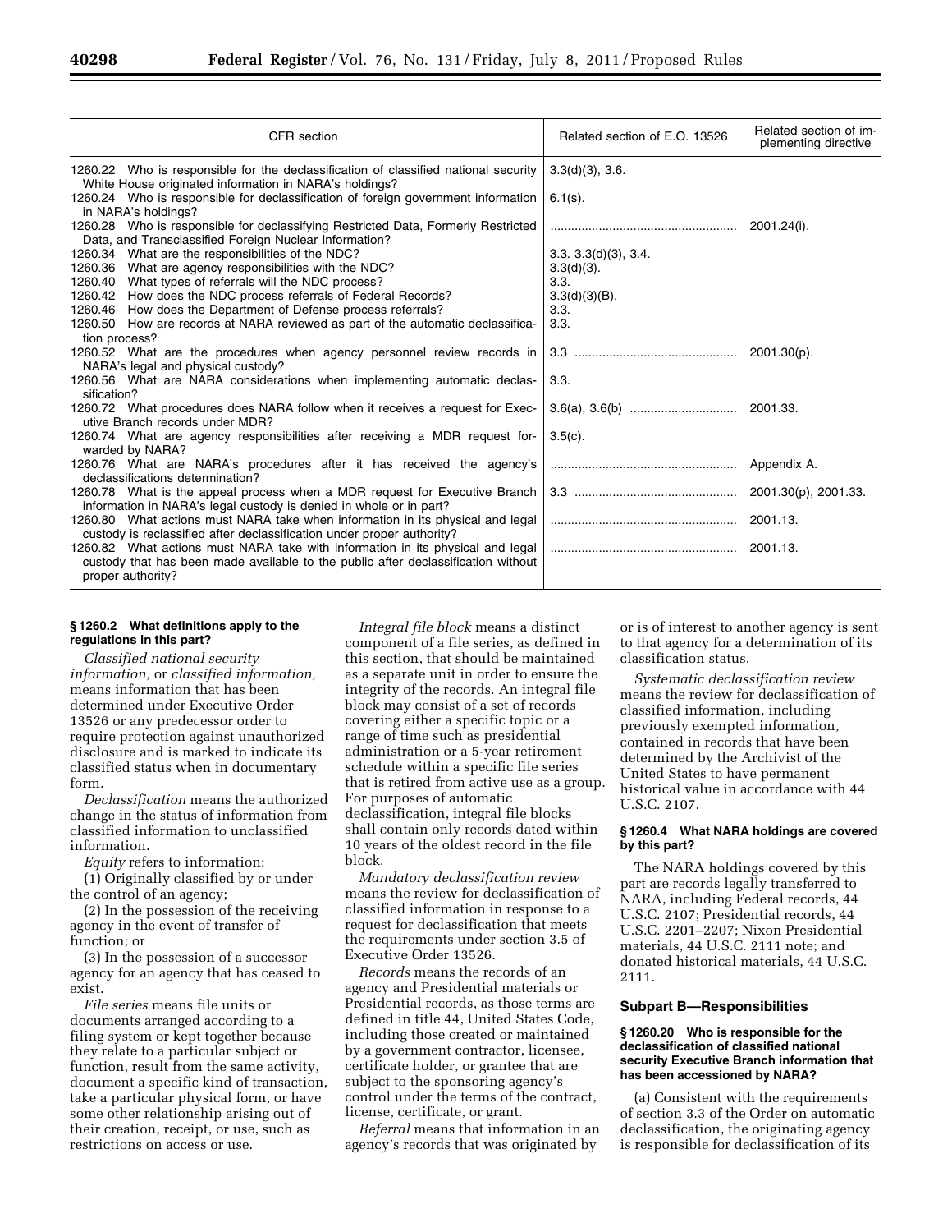| CFR section | Related section of E.O. 13526 | Related section of implementing directive |
|---|---|---|
| 1260.22 Who is responsible for the declassification of classified national security White House originated information in NARA's holdings? | 3.3(d)(3), 3.6. | |
| 1260.24 Who is responsible for declassification of foreign government information in NARA's holdings? | 6.1(s). | |
| 1260.28 Who is responsible for declassifying Restricted Data, Formerly Restricted Data, and Transclassified Foreign Nuclear Information? | | 2001.24(i). |
| 1260.34 What are the responsibilities of the NDC? | 3.3. 3.3(d)(3), 3.4. | |
| 1260.36 What are agency responsibilities with the NDC? | 3.3(d)(3). | |
| 1260.40 What types of referrals will the NDC process? | 3.3. | |
| 1260.42 How does the NDC process referrals of Federal Records? | 3.3(d)(3)(B). | |
| 1260.46 How does the Department of Defense process referrals? | 3.3. | |
| 1260.50 How are records at NARA reviewed as part of the automatic declassification process? | 3.3. | |
| 1260.52 What are the procedures when agency personnel review records in NARA's legal and physical custody? | 3.3 | 2001.30(p). |
| 1260.56 What are NARA considerations when implementing automatic declassification? | 3.3. | |
| 1260.72 What procedures does NARA follow when it receives a request for Executive Branch records under MDR? | 3.6(a), 3.6(b) | 2001.33. |
| 1260.74 What are agency responsibilities after receiving a MDR request forwarded by NARA? | 3.5(c). | |
| 1260.76 What are NARA's procedures after it has received the agency's declassifications determination? | | Appendix A. |
| 1260.78 What is the appeal process when a MDR request for Executive Branch information in NARA's legal custody is denied in whole or in part? | 3.3 | 2001.30(p), 2001.33. |
| 1260.80 What actions must NARA take when information in its physical and legal custody is reclassified after declassification under proper authority? | | 2001.13. |
| 1260.82 What actions must NARA take with information in its physical and legal custody that has been made available to the public after declassification without proper authority? | | 2001.13. |

### § 1260.2 What definitions apply to the regulations in this part?

*Classified national security information,* or *classified information,* means information that has been determined under Executive Order 13526 or any predecessor order to require protection against unauthorized disclosure and is marked to indicate its classified status when in documentary form.

*Declassification* means the authorized change in the status of information from classified information to unclassified information.

*Equity* refers to information:

(1) Originally classified by or under the control of an agency;

(2) In the possession of the receiving agency in the event of transfer of function; or

(3) In the possession of a successor agency for an agency that has ceased to exist.

*File series* means file units or documents arranged according to a filing system or kept together because they relate to a particular subject or function, result from the same activity, document a specific kind of transaction, take a particular physical form, or have some other relationship arising out of their creation, receipt, or use, such as restrictions on access or use.

*Integral file block* means a distinct component of a file series, as defined in this section, that should be maintained as a separate unit in order to ensure the integrity of the records. An integral file block may consist of a set of records covering either a specific topic or a range of time such as presidential administration or a 5-year retirement schedule within a specific file series that is retired from active use as a group. For purposes of automatic declassification, integral file blocks shall contain only records dated within 10 years of the oldest record in the file block.

*Mandatory declassification review* means the review for declassification of classified information in response to a request for declassification that meets the requirements under section 3.5 of Executive Order 13526.

*Records* means the records of an agency and Presidential materials or Presidential records, as those terms are defined in title 44, United States Code, including those created or maintained by a government contractor, licensee, certificate holder, or grantee that are subject to the sponsoring agency's control under the terms of the contract, license, certificate, or grant.

*Referral* means that information in an agency's records that was originated by or is of interest to another agency is sent to that agency for a determination of its classification status.

*Systematic declassification review* means the review for declassification of classified information, including previously exempted information, contained in records that have been determined by the Archivist of the United States to have permanent historical value in accordance with 44 U.S.C. 2107.

### § 1260.4 What NARA holdings are covered by this part?

The NARA holdings covered by this part are records legally transferred to NARA, including Federal records, 44 U.S.C. 2107; Presidential records, 44 U.S.C. 2201–2207; Nixon Presidential materials, 44 U.S.C. 2111 note; and donated historical materials, 44 U.S.C. 2111.

## Subpart B—Responsibilities

### § 1260.20 Who is responsible for the declassification of classified national security Executive Branch information that has been accessioned by NARA?

(a) Consistent with the requirements of section 3.3 of the Order on automatic declassification, the originating agency is responsible for declassification of its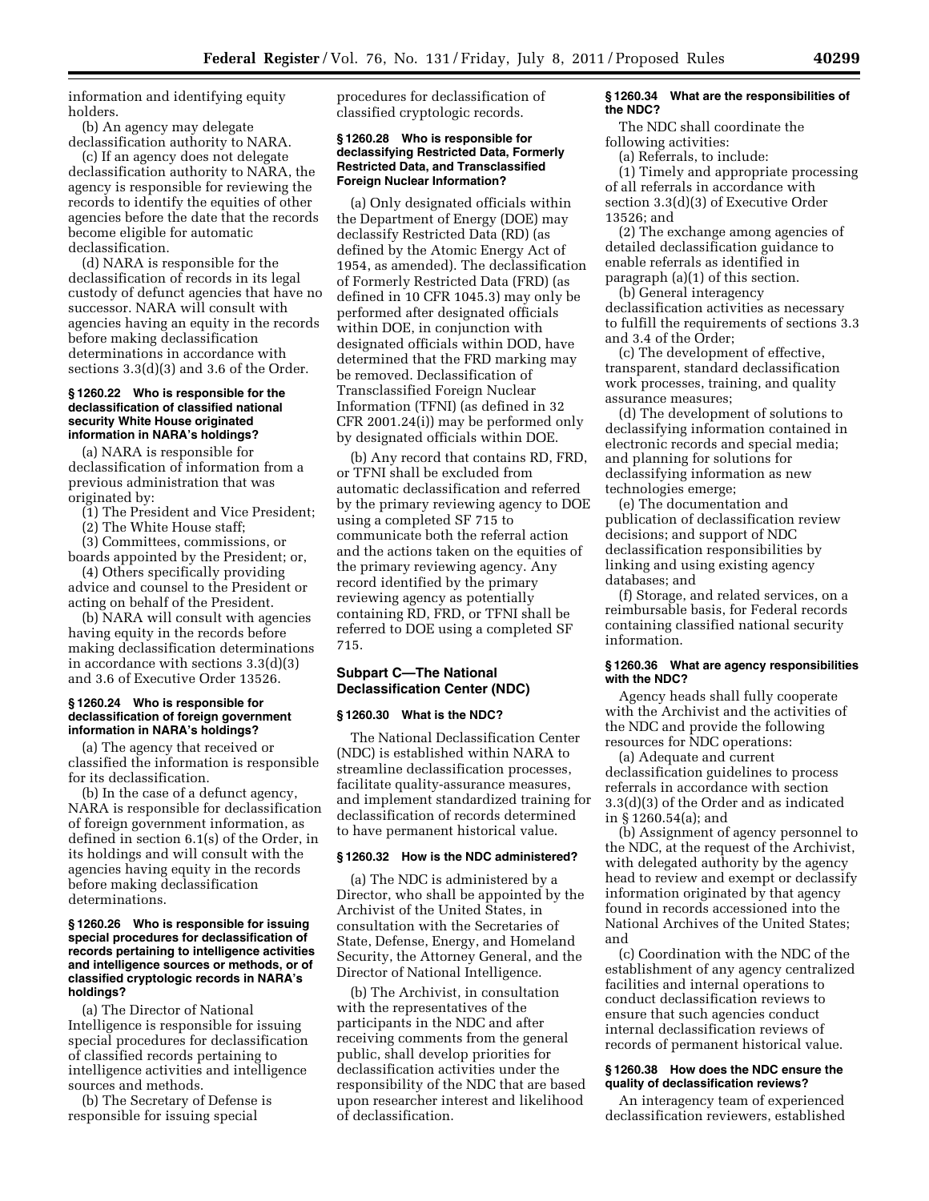information and identifying equity holders.

(b) An agency may delegate declassification authority to NARA.

(c) If an agency does not delegate declassification authority to NARA, the agency is responsible for reviewing the records to identify the equities of other agencies before the date that the records become eligible for automatic declassification.

(d) NARA is responsible for the declassification of records in its legal custody of defunct agencies that have no successor. NARA will consult with agencies having an equity in the records before making declassification determinations in accordance with sections 3.3(d)(3) and 3.6 of the Order.

#### § 1260.22 Who is responsible for the declassification of classified national security White House originated information in NARA's holdings?

(a) NARA is responsible for declassification of information from a previous administration that was originated by:

(1) The President and Vice President;

(2) The White House staff;

(3) Committees, commissions, or boards appointed by the President; or,

(4) Others specifically providing advice and counsel to the President or acting on behalf of the President.

(b) NARA will consult with agencies having equity in the records before making declassification determinations in accordance with sections 3.3(d)(3) and 3.6 of Executive Order 13526.

#### § 1260.24 Who is responsible for declassification of foreign government information in NARA's holdings?

(a) The agency that received or classified the information is responsible for its declassification.

(b) In the case of a defunct agency, NARA is responsible for declassification of foreign government information, as defined in section 6.1(s) of the Order, in its holdings and will consult with the agencies having equity in the records before making declassification determinations.

#### § 1260.26 Who is responsible for issuing special procedures for declassification of records pertaining to intelligence activities and intelligence sources or methods, or of classified cryptologic records in NARA's holdings?

(a) The Director of National Intelligence is responsible for issuing special procedures for declassification of classified records pertaining to intelligence activities and intelligence sources and methods.

(b) The Secretary of Defense is responsible for issuing special procedures for declassification of classified cryptologic records.

#### § 1260.28 Who is responsible for declassifying Restricted Data, Formerly Restricted Data, and Transclassified Foreign Nuclear Information?

(a) Only designated officials within the Department of Energy (DOE) may declassify Restricted Data (RD) (as defined by the Atomic Energy Act of 1954, as amended). The declassification of Formerly Restricted Data (FRD) (as defined in 10 CFR 1045.3) may only be performed after designated officials within DOE, in conjunction with designated officials within DOD, have determined that the FRD marking may be removed. Declassification of Transclassified Foreign Nuclear Information (TFNI) (as defined in 32 CFR 2001.24(i)) may be performed only by designated officials within DOE.

(b) Any record that contains RD, FRD, or TFNI shall be excluded from automatic declassification and referred by the primary reviewing agency to DOE using a completed SF 715 to communicate both the referral action and the actions taken on the equities of the primary reviewing agency. Any record identified by the primary reviewing agency as potentially containing RD, FRD, or TFNI shall be referred to DOE using a completed SF 715.

### Subpart C—The National Declassification Center (NDC)

#### § 1260.30 What is the NDC?

The National Declassification Center (NDC) is established within NARA to streamline declassification processes, facilitate quality-assurance measures, and implement standardized training for declassification of records determined to have permanent historical value.

#### § 1260.32 How is the NDC administered?

(a) The NDC is administered by a Director, who shall be appointed by the Archivist of the United States, in consultation with the Secretaries of State, Defense, Energy, and Homeland Security, the Attorney General, and the Director of National Intelligence.

(b) The Archivist, in consultation with the representatives of the participants in the NDC and after receiving comments from the general public, shall develop priorities for declassification activities under the responsibility of the NDC that are based upon researcher interest and likelihood of declassification.

#### § 1260.34 What are the responsibilities of the NDC?

The NDC shall coordinate the following activities:

(a) Referrals, to include:

(1) Timely and appropriate processing of all referrals in accordance with section 3.3(d)(3) of Executive Order 13526; and

(2) The exchange among agencies of detailed declassification guidance to enable referrals as identified in paragraph (a)(1) of this section.

(b) General interagency declassification activities as necessary to fulfill the requirements of sections 3.3 and 3.4 of the Order;

(c) The development of effective, transparent, standard declassification work processes, training, and quality assurance measures;

(d) The development of solutions to declassifying information contained in electronic records and special media; and planning for solutions for declassifying information as new technologies emerge;

(e) The documentation and publication of declassification review decisions; and support of NDC declassification responsibilities by linking and using existing agency databases; and

(f) Storage, and related services, on a reimbursable basis, for Federal records containing classified national security information.

#### § 1260.36 What are agency responsibilities with the NDC?

Agency heads shall fully cooperate with the Archivist and the activities of the NDC and provide the following resources for NDC operations:

(a) Adequate and current declassification guidelines to process referrals in accordance with section 3.3(d)(3) of the Order and as indicated in § 1260.54(a); and

(b) Assignment of agency personnel to the NDC, at the request of the Archivist, with delegated authority by the agency head to review and exempt or declassify information originated by that agency found in records accessioned into the National Archives of the United States; and

(c) Coordination with the NDC of the establishment of any agency centralized facilities and internal operations to conduct declassification reviews to ensure that such agencies conduct internal declassification reviews of records of permanent historical value.

#### § 1260.38 How does the NDC ensure the quality of declassification reviews?

An interagency team of experienced declassification reviewers, established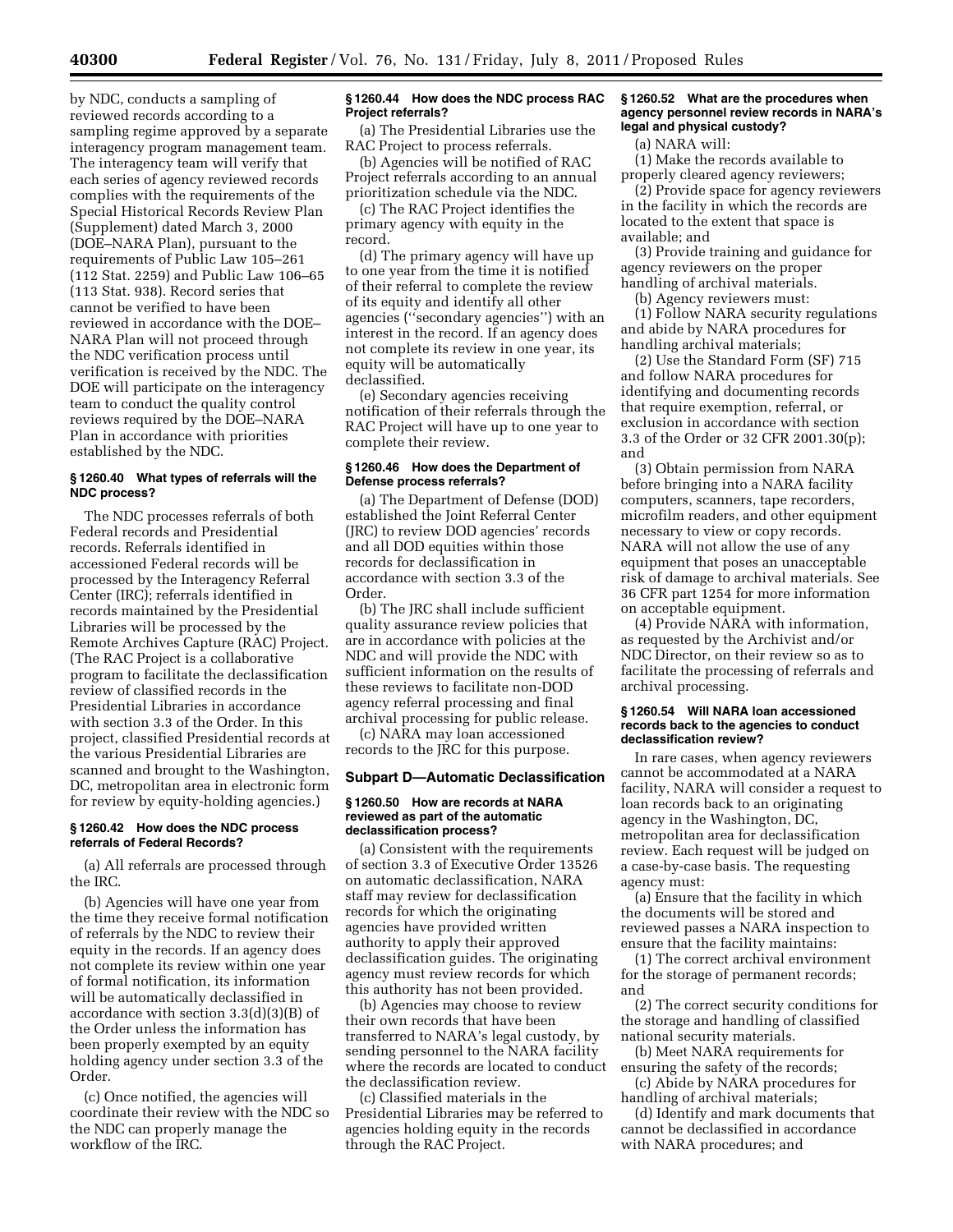by NDC, conducts a sampling of reviewed records according to a sampling regime approved by a separate interagency program management team. The interagency team will verify that each series of agency reviewed records complies with the requirements of the Special Historical Records Review Plan (Supplement) dated March 3, 2000 (DOE–NARA Plan), pursuant to the requirements of Public Law 105–261 (112 Stat. 2259) and Public Law 106–65 (113 Stat. 938). Record series that cannot be verified to have been reviewed in accordance with the DOE–NARA Plan will not proceed through the NDC verification process until verification is received by the NDC. The DOE will participate on the interagency team to conduct the quality control reviews required by the DOE–NARA Plan in accordance with priorities established by the NDC.

### § 1260.40 What types of referrals will the NDC process?

The NDC processes referrals of both Federal records and Presidential records. Referrals identified in accessioned Federal records will be processed by the Interagency Referral Center (IRC); referrals identified in records maintained by the Presidential Libraries will be processed by the Remote Archives Capture (RAC) Project. (The RAC Project is a collaborative program to facilitate the declassification review of classified records in the Presidential Libraries in accordance with section 3.3 of the Order. In this project, classified Presidential records at the various Presidential Libraries are scanned and brought to the Washington, DC, metropolitan area in electronic form for review by equity-holding agencies.)

### § 1260.42 How does the NDC process referrals of Federal Records?

(a) All referrals are processed through the IRC.

(b) Agencies will have one year from the time they receive formal notification of referrals by the NDC to review their equity in the records. If an agency does not complete its review within one year of formal notification, its information will be automatically declassified in accordance with section 3.3(d)(3)(B) of the Order unless the information has been properly exempted by an equity holding agency under section 3.3 of the Order.

(c) Once notified, the agencies will coordinate their review with the NDC so the NDC can properly manage the workflow of the IRC.

### § 1260.44 How does the NDC process RAC Project referrals?

(a) The Presidential Libraries use the RAC Project to process referrals.

(b) Agencies will be notified of RAC Project referrals according to an annual prioritization schedule via the NDC.

(c) The RAC Project identifies the primary agency with equity in the record.

(d) The primary agency will have up to one year from the time it is notified of their referral to complete the review of its equity and identify all other agencies (''secondary agencies'') with an interest in the record. If an agency does not complete its review in one year, its equity will be automatically declassified.

(e) Secondary agencies receiving notification of their referrals through the RAC Project will have up to one year to complete their review.

### § 1260.46 How does the Department of Defense process referrals?

(a) The Department of Defense (DOD) established the Joint Referral Center (JRC) to review DOD agencies' records and all DOD equities within those records for declassification in accordance with section 3.3 of the Order.

(b) The JRC shall include sufficient quality assurance review policies that are in accordance with policies at the NDC and will provide the NDC with sufficient information on the results of these reviews to facilitate non-DOD agency referral processing and final archival processing for public release.

(c) NARA may loan accessioned records to the JRC for this purpose.

## Subpart D—Automatic Declassification

### § 1260.50 How are records at NARA reviewed as part of the automatic declassification process?

(a) Consistent with the requirements of section 3.3 of Executive Order 13526 on automatic declassification, NARA staff may review for declassification records for which the originating agencies have provided written authority to apply their approved declassification guides. The originating agency must review records for which this authority has not been provided.

(b) Agencies may choose to review their own records that have been transferred to NARA's legal custody, by sending personnel to the NARA facility where the records are located to conduct the declassification review.

(c) Classified materials in the Presidential Libraries may be referred to agencies holding equity in the records through the RAC Project.

### § 1260.52 What are the procedures when agency personnel review records in NARA's legal and physical custody?

(a) NARA will:

(1) Make the records available to properly cleared agency reviewers;

(2) Provide space for agency reviewers in the facility in which the records are located to the extent that space is available; and

(3) Provide training and guidance for agency reviewers on the proper handling of archival materials.

(b) Agency reviewers must:

(1) Follow NARA security regulations and abide by NARA procedures for handling archival materials;

(2) Use the Standard Form (SF) 715 and follow NARA procedures for identifying and documenting records that require exemption, referral, or exclusion in accordance with section 3.3 of the Order or 32 CFR 2001.30(p); and

(3) Obtain permission from NARA before bringing into a NARA facility computers, scanners, tape recorders, microfilm readers, and other equipment necessary to view or copy records. NARA will not allow the use of any equipment that poses an unacceptable risk of damage to archival materials. See 36 CFR part 1254 for more information on acceptable equipment.

(4) Provide NARA with information, as requested by the Archivist and/or NDC Director, on their review so as to facilitate the processing of referrals and archival processing.

### § 1260.54 Will NARA loan accessioned records back to the agencies to conduct declassification review?

In rare cases, when agency reviewers cannot be accommodated at a NARA facility, NARA will consider a request to loan records back to an originating agency in the Washington, DC, metropolitan area for declassification review. Each request will be judged on a case-by-case basis. The requesting agency must:

(a) Ensure that the facility in which the documents will be stored and reviewed passes a NARA inspection to ensure that the facility maintains:

(1) The correct archival environment for the storage of permanent records; and

(2) The correct security conditions for the storage and handling of classified national security materials.

(b) Meet NARA requirements for ensuring the safety of the records;

(c) Abide by NARA procedures for handling of archival materials;

(d) Identify and mark documents that cannot be declassified in accordance with NARA procedures; and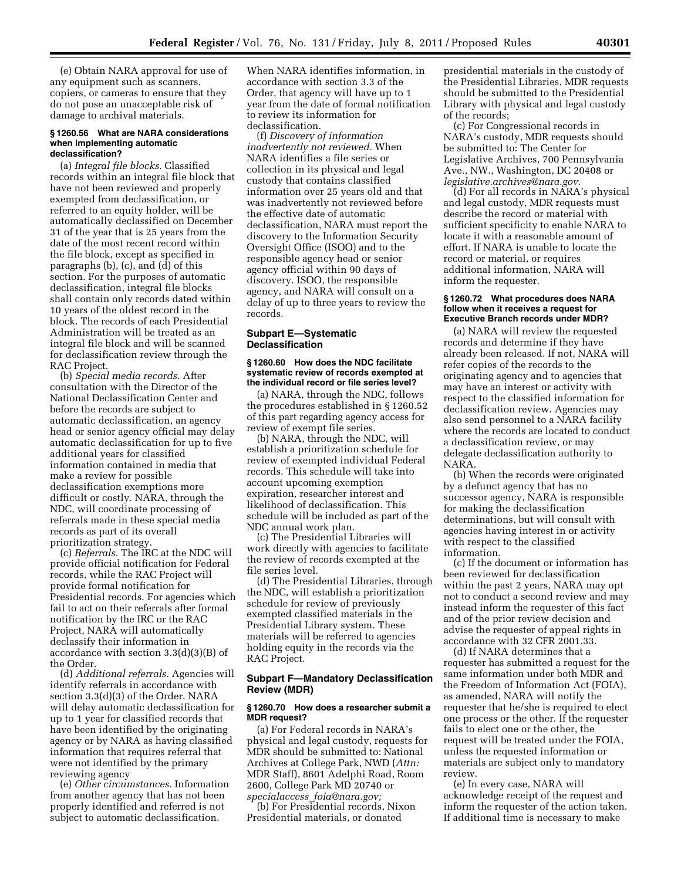(e) Obtain NARA approval for use of any equipment such as scanners, copiers, or cameras to ensure that they do not pose an unacceptable risk of damage to archival materials.

### § 1260.56 What are NARA considerations when implementing automatic declassification?

(a) *Integral file blocks.* Classified records within an integral file block that have not been reviewed and properly exempted from declassification, or referred to an equity holder, will be automatically declassified on December 31 of the year that is 25 years from the date of the most recent record within the file block, except as specified in paragraphs (b), (c), and (d) of this section. For the purposes of automatic declassification, integral file blocks shall contain only records dated within 10 years of the oldest record in the block. The records of each Presidential Administration will be treated as an integral file block and will be scanned for declassification review through the RAC Project.

(b) *Special media records.* After consultation with the Director of the National Declassification Center and before the records are subject to automatic declassification, an agency head or senior agency official may delay automatic declassification for up to five additional years for classified information contained in media that make a review for possible declassification exemptions more difficult or costly. NARA, through the NDC, will coordinate processing of referrals made in these special media records as part of its overall prioritization strategy.

(c) *Referrals.* The IRC at the NDC will provide official notification for Federal records, while the RAC Project will provide formal notification for Presidential records. For agencies which fail to act on their referrals after formal notification by the IRC or the RAC Project, NARA will automatically declassify their information in accordance with section 3.3(d)(3)(B) of the Order.

(d) *Additional referrals.* Agencies will identify referrals in accordance with section 3.3(d)(3) of the Order. NARA will delay automatic declassification for up to 1 year for classified records that have been identified by the originating agency or by NARA as having classified information that requires referral that were not identified by the primary reviewing agency

(e) *Other circumstances.* Information from another agency that has not been properly identified and referred is not subject to automatic declassification. When NARA identifies information, in accordance with section 3.3 of the Order, that agency will have up to 1 year from the date of formal notification to review its information for declassification.

(f) *Discovery of information inadvertently not reviewed.* When NARA identifies a file series or collection in its physical and legal custody that contains classified information over 25 years old and that was inadvertently not reviewed before the effective date of automatic declassification, NARA must report the discovery to the Information Security Oversight Office (ISOO) and to the responsible agency head or senior agency official within 90 days of discovery. ISOO, the responsible agency, and NARA will consult on a delay of up to three years to review the records.

## Subpart E—Systematic Declassification

### § 1260.60 How does the NDC facilitate systematic review of records exempted at the individual record or file series level?

(a) NARA, through the NDC, follows the procedures established in § 1260.52 of this part regarding agency access for review of exempt file series.

(b) NARA, through the NDC, will establish a prioritization schedule for review of exempted individual Federal records. This schedule will take into account upcoming exemption expiration, researcher interest and likelihood of declassification. This schedule will be included as part of the NDC annual work plan.

(c) The Presidential Libraries will work directly with agencies to facilitate the review of records exempted at the file series level.

(d) The Presidential Libraries, through the NDC, will establish a prioritization schedule for review of previously exempted classified materials in the Presidential Library system. These materials will be referred to agencies holding equity in the records via the RAC Project.

## Subpart F—Mandatory Declassification Review (MDR)

### § 1260.70 How does a researcher submit a MDR request?

(a) For Federal records in NARA's physical and legal custody, requests for MDR should be submitted to: National Archives at College Park, NWD (*Attn:* MDR Staff), 8601 Adelphi Road, Room 2600, College Park MD 20740 or *specialaccess_foia@nara.gov;*

(b) For Presidential records, Nixon Presidential materials, or donated presidential materials in the custody of the Presidential Libraries, MDR requests should be submitted to the Presidential Library with physical and legal custody of the records;

(c) For Congressional records in NARA's custody, MDR requests should be submitted to: The Center for Legislative Archives, 700 Pennsylvania Ave., NW., Washington, DC 20408 or *legislative.archives@nara.gov*.

(d) For all records in NARA's physical and legal custody, MDR requests must describe the record or material with sufficient specificity to enable NARA to locate it with a reasonable amount of effort. If NARA is unable to locate the record or material, or requires additional information, NARA will inform the requester.

### § 1260.72 What procedures does NARA follow when it receives a request for Executive Branch records under MDR?

(a) NARA will review the requested records and determine if they have already been released. If not, NARA will refer copies of the records to the originating agency and to agencies that may have an interest or activity with respect to the classified information for declassification review. Agencies may also send personnel to a NARA facility where the records are located to conduct a declassification review, or may delegate declassification authority to NARA.

(b) When the records were originated by a defunct agency that has no successor agency, NARA is responsible for making the declassification determinations, but will consult with agencies having interest in or activity with respect to the classified information.

(c) If the document or information has been reviewed for declassification within the past 2 years, NARA may opt not to conduct a second review and may instead inform the requester of this fact and of the prior review decision and advise the requester of appeal rights in accordance with 32 CFR 2001.33.

(d) If NARA determines that a requester has submitted a request for the same information under both MDR and the Freedom of Information Act (FOIA), as amended, NARA will notify the requester that he/she is required to elect one process or the other. If the requester fails to elect one or the other, the request will be treated under the FOIA, unless the requested information or materials are subject only to mandatory review.

(e) In every case, NARA will acknowledge receipt of the request and inform the requester of the action taken. If additional time is necessary to make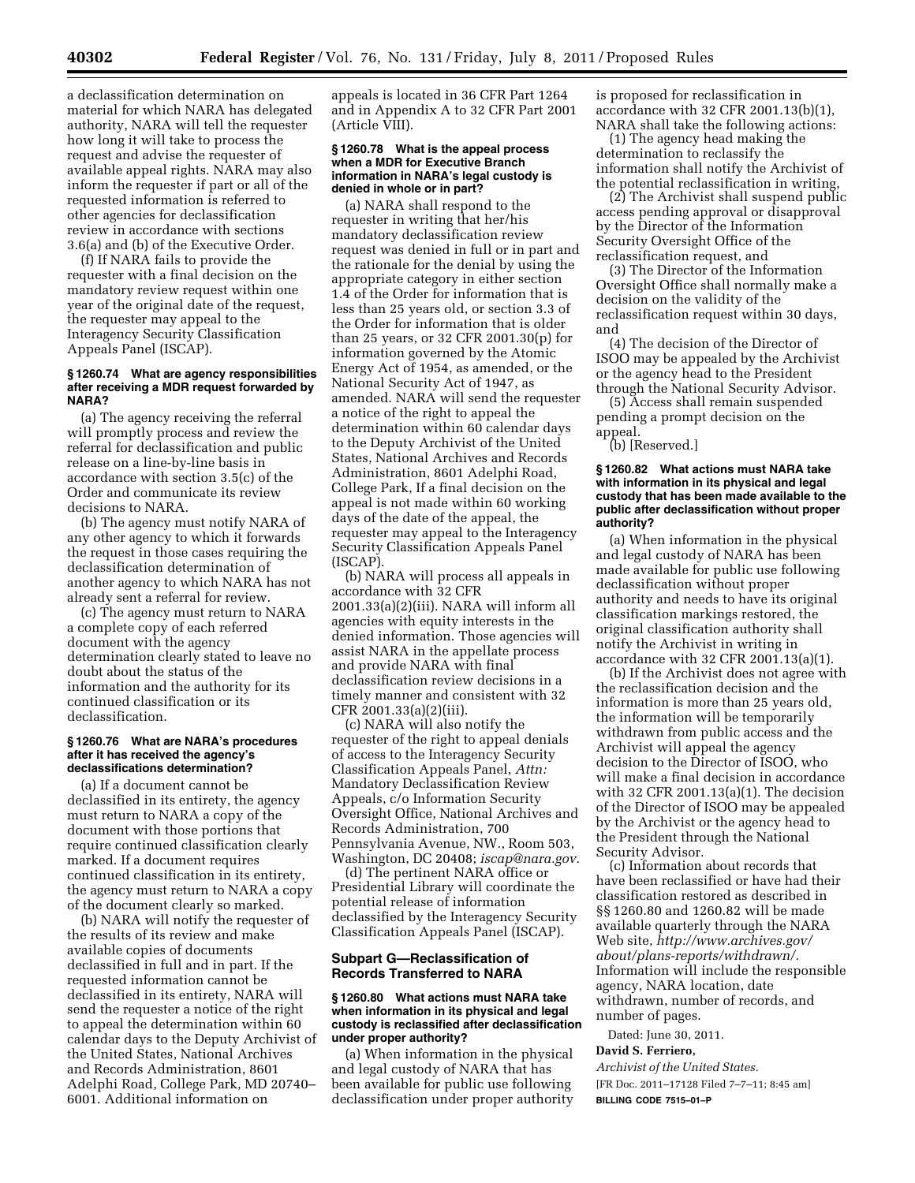a declassification determination on material for which NARA has delegated authority, NARA will tell the requester how long it will take to process the request and advise the requester of available appeal rights. NARA may also inform the requester if part or all of the requested information is referred to other agencies for declassification review in accordance with sections 3.6(a) and (b) of the Executive Order.

(f) If NARA fails to provide the requester with a final decision on the mandatory review request within one year of the original date of the request, the requester may appeal to the Interagency Security Classification Appeals Panel (ISCAP).

**§ 1260.74 What are agency responsibilities after receiving a MDR request forwarded by NARA?**

(a) The agency receiving the referral will promptly process and review the referral for declassification and public release on a line-by-line basis in accordance with section 3.5(c) of the Order and communicate its review decisions to NARA.

(b) The agency must notify NARA of any other agency to which it forwards the request in those cases requiring the declassification determination of another agency to which NARA has not already sent a referral for review.

(c) The agency must return to NARA a complete copy of each referred document with the agency determination clearly stated to leave no doubt about the status of the information and the authority for its continued classification or its declassification.

**§ 1260.76 What are NARA's procedures after it has received the agency's declassifications determination?**

(a) If a document cannot be declassified in its entirety, the agency must return to NARA a copy of the document with those portions that require continued classification clearly marked. If a document requires continued classification in its entirety, the agency must return to NARA a copy of the document clearly so marked.

(b) NARA will notify the requester of the results of its review and make available copies of documents declassified in full and in part. If the requested information cannot be declassified in its entirety, NARA will send the requester a notice of the right to appeal the determination within 60 calendar days to the Deputy Archivist of the United States, National Archives and Records Administration, 8601 Adelphi Road, College Park, MD 20740–6001. Additional information on appeals is located in 36 CFR Part 1264 and in Appendix A to 32 CFR Part 2001 (Article VIII).

**§ 1260.78 What is the appeal process when a MDR for Executive Branch information in NARA's legal custody is denied in whole or in part?**

(a) NARA shall respond to the requester in writing that her/his mandatory declassification review request was denied in full or in part and the rationale for the denial by using the appropriate category in either section 1.4 of the Order for information that is less than 25 years old, or section 3.3 of the Order for information that is older than 25 years, or 32 CFR 2001.30(p) for information governed by the Atomic Energy Act of 1954, as amended, or the National Security Act of 1947, as amended. NARA will send the requester a notice of the right to appeal the determination within 60 calendar days to the Deputy Archivist of the United States, National Archives and Records Administration, 8601 Adelphi Road, College Park, If a final decision on the appeal is not made within 60 working days of the date of the appeal, the requester may appeal to the Interagency Security Classification Appeals Panel (ISCAP).

(b) NARA will process all appeals in accordance with 32 CFR 2001.33(a)(2)(iii). NARA will inform all agencies with equity interests in the denied information. Those agencies will assist NARA in the appellate process and provide NARA with final declassification review decisions in a timely manner and consistent with 32 CFR 2001.33(a)(2)(iii).

(c) NARA will also notify the requester of the right to appeal denials of access to the Interagency Security Classification Appeals Panel, *Attn:* Mandatory Declassification Review Appeals, c/o Information Security Oversight Office, National Archives and Records Administration, 700 Pennsylvania Avenue, NW., Room 503, Washington, DC 20408; *iscap@nara.gov.*

(d) The pertinent NARA office or Presidential Library will coordinate the potential release of information declassified by the Interagency Security Classification Appeals Panel (ISCAP).

## Subpart G—Reclassification of Records Transferred to NARA

**§ 1260.80 What actions must NARA take when information in its physical and legal custody is reclassified after declassification under proper authority?**

(a) When information in the physical and legal custody of NARA that has been available for public use following declassification under proper authority is proposed for reclassification in accordance with 32 CFR 2001.13(b)(1), NARA shall take the following actions:

(1) The agency head making the determination to reclassify the information shall notify the Archivist of the potential reclassification in writing,

(2) The Archivist shall suspend public access pending approval or disapproval by the Director of the Information Security Oversight Office of the reclassification request, and

(3) The Director of the Information Oversight Office shall normally make a decision on the validity of the reclassification request within 30 days, and

(4) The decision of the Director of ISOO may be appealed by the Archivist or the agency head to the President through the National Security Advisor.

(5) Access shall remain suspended pending a prompt decision on the appeal.

(b) [Reserved.]

**§ 1260.82 What actions must NARA take with information in its physical and legal custody that has been made available to the public after declassification without proper authority?**

(a) When information in the physical and legal custody of NARA has been made available for public use following declassification without proper authority and needs to have its original classification markings restored, the original classification authority shall notify the Archivist in writing in accordance with 32 CFR 2001.13(a)(1).

(b) If the Archivist does not agree with the reclassification decision and the information is more than 25 years old, the information will be temporarily withdrawn from public access and the Archivist will appeal the agency decision to the Director of ISOO, who will make a final decision in accordance with 32 CFR 2001.13(a)(1). The decision of the Director of ISOO may be appealed by the Archivist or the agency head to the President through the National Security Advisor.

(c) Information about records that have been reclassified or have had their classification restored as described in §§ 1260.80 and 1260.82 will be made available quarterly through the NARA Web site, *http://www.archives.gov/about/plans-reports/withdrawn/.* Information will include the responsible agency, NARA location, date withdrawn, number of records, and number of pages.

Dated: June 30, 2011.

**David S. Ferriero,**

*Archivist of the United States.*

[FR Doc. 2011–17128 Filed 7–7–11; 8:45 am]

**BILLING CODE 7515–01–P**